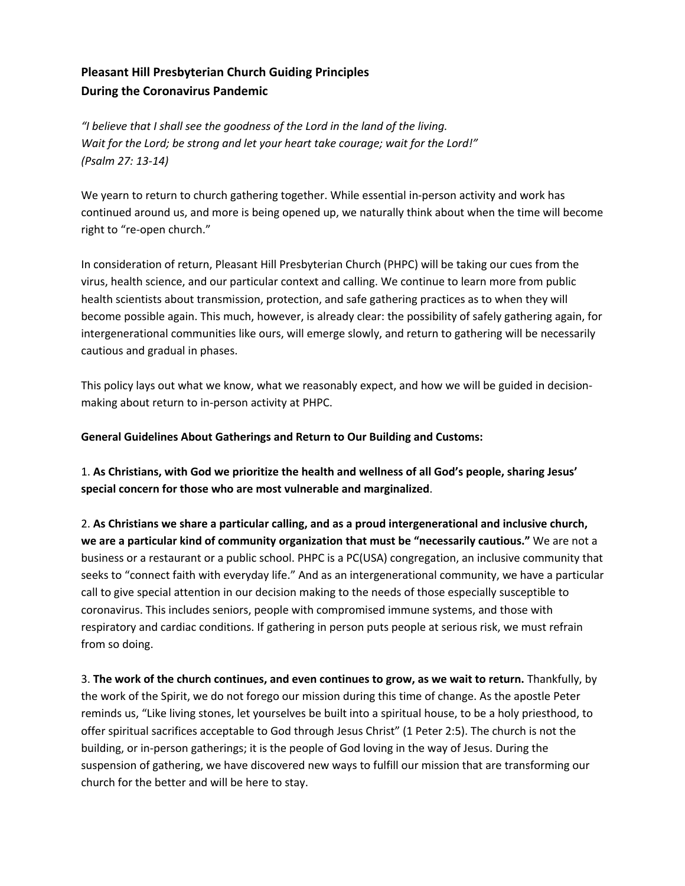# Pleasant Hill Presbyterian Church Guiding Principles During the Coronavirus Pandemic

*"I believe that I shall see the goodness of the Lord in the land of the living.*
*Wait for the Lord; be strong and let your heart take courage; wait for the Lord!"*
*(Psalm 27: 13-14)*

We yearn to return to church gathering together. While essential in-person activity and work has continued around us, and more is being opened up, we naturally think about when the time will become right to "re-open church."

In consideration of return, Pleasant Hill Presbyterian Church (PHPC) will be taking our cues from the virus, health science, and our particular context and calling. We continue to learn more from public health scientists about transmission, protection, and safe gathering practices as to when they will become possible again. This much, however, is already clear: the possibility of safely gathering again, for intergenerational communities like ours, will emerge slowly, and return to gathering will be necessarily cautious and gradual in phases.

This policy lays out what we know, what we reasonably expect, and how we will be guided in decision-making about return to in-person activity at PHPC.

**General Guidelines About Gatherings and Return to Our Building and Customs:**

1. **As Christians, with God we prioritize the health and wellness of all God's people, sharing Jesus' special concern for those who are most vulnerable and marginalized**.

2. **As Christians we share a particular calling, and as a proud intergenerational and inclusive church, we are a particular kind of community organization that must be "necessarily cautious."** We are not a business or a restaurant or a public school. PHPC is a PC(USA) congregation, an inclusive community that seeks to "connect faith with everyday life." And as an intergenerational community, we have a particular call to give special attention in our decision making to the needs of those especially susceptible to coronavirus. This includes seniors, people with compromised immune systems, and those with respiratory and cardiac conditions. If gathering in person puts people at serious risk, we must refrain from so doing.

3. **The work of the church continues, and even continues to grow, as we wait to return.** Thankfully, by the work of the Spirit, we do not forego our mission during this time of change. As the apostle Peter reminds us, "Like living stones, let yourselves be built into a spiritual house, to be a holy priesthood, to offer spiritual sacrifices acceptable to God through Jesus Christ" (1 Peter 2:5). The church is not the building, or in-person gatherings; it is the people of God loving in the way of Jesus. During the suspension of gathering, we have discovered new ways to fulfill our mission that are transforming our church for the better and will be here to stay.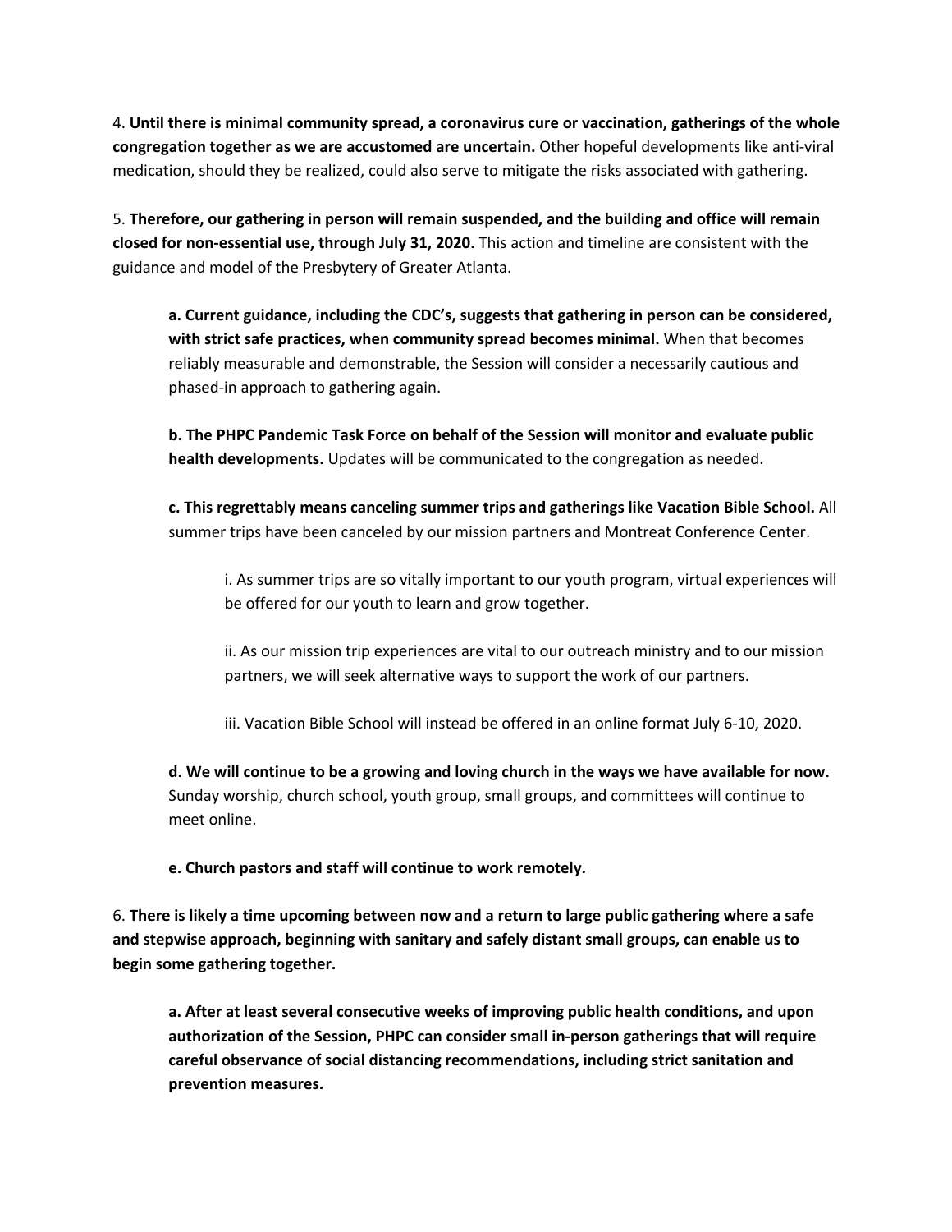4. **Until there is minimal community spread, a coronavirus cure or vaccination, gatherings of the whole congregation together as we are accustomed are uncertain.** Other hopeful developments like anti-viral medication, should they be realized, could also serve to mitigate the risks associated with gathering.

5. **Therefore, our gathering in person will remain suspended, and the building and office will remain closed for non-essential use, through July 31, 2020.** This action and timeline are consistent with the guidance and model of the Presbytery of Greater Atlanta.

> **a. Current guidance, including the CDC's, suggests that gathering in person can be considered, with strict safe practices, when community spread becomes minimal.** When that becomes reliably measurable and demonstrable, the Session will consider a necessarily cautious and phased-in approach to gathering again.
>
> **b. The PHPC Pandemic Task Force on behalf of the Session will monitor and evaluate public health developments.** Updates will be communicated to the congregation as needed.
>
> **c. This regrettably means canceling summer trips and gatherings like Vacation Bible School.** All summer trips have been canceled by our mission partners and Montreat Conference Center.
>
> > i. As summer trips are so vitally important to our youth program, virtual experiences will be offered for our youth to learn and grow together.
> >
> > ii. As our mission trip experiences are vital to our outreach ministry and to our mission partners, we will seek alternative ways to support the work of our partners.
> >
> > iii. Vacation Bible School will instead be offered in an online format July 6-10, 2020.
>
> **d. We will continue to be a growing and loving church in the ways we have available for now.** Sunday worship, church school, youth group, small groups, and committees will continue to meet online.
>
> **e. Church pastors and staff will continue to work remotely.**

6. **There is likely a time upcoming between now and a return to large public gathering where a safe and stepwise approach, beginning with sanitary and safely distant small groups, can enable us to begin some gathering together.**

> **a. After at least several consecutive weeks of improving public health conditions, and upon authorization of the Session, PHPC can consider small in-person gatherings that will require careful observance of social distancing recommendations, including strict sanitation and prevention measures.**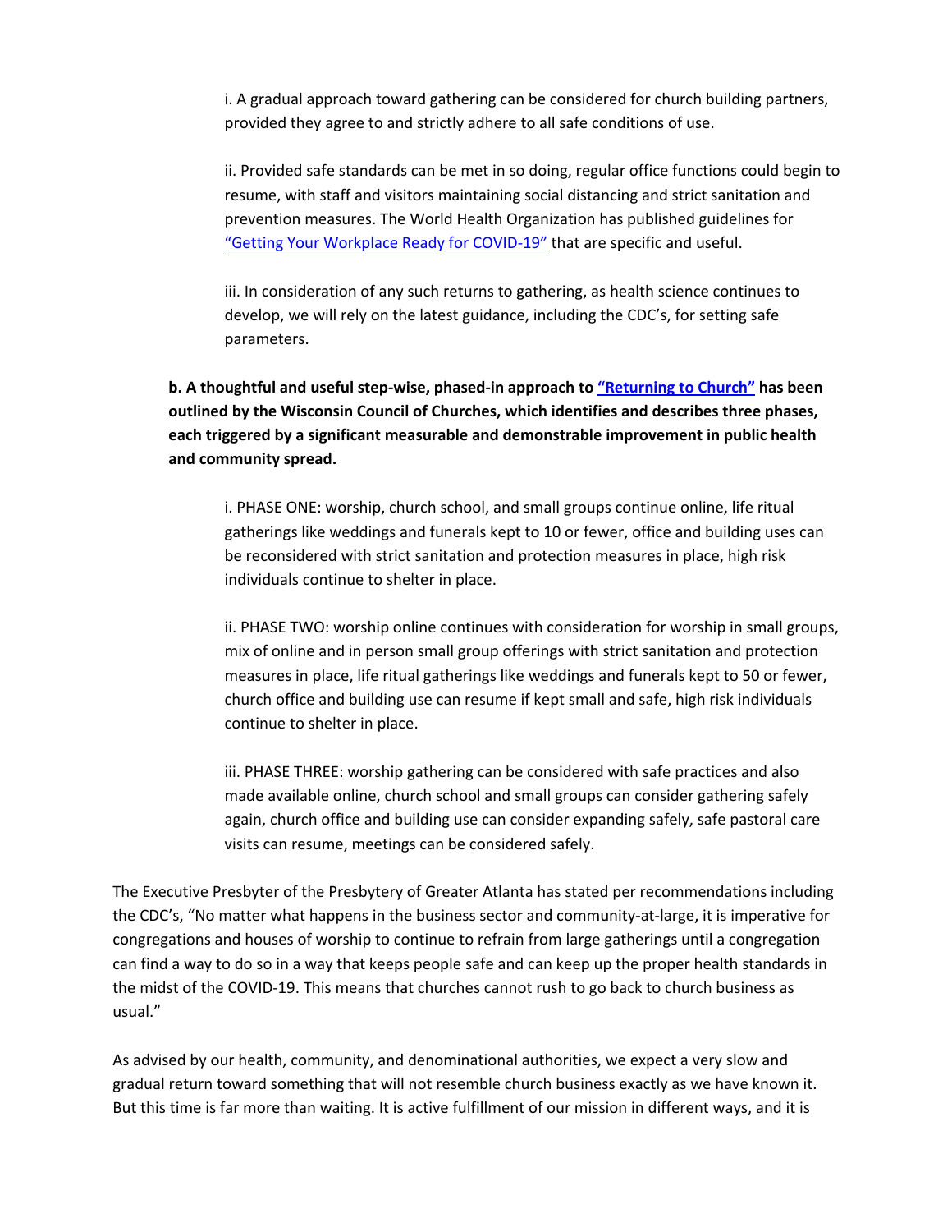i. A gradual approach toward gathering can be considered for church building partners, provided they agree to and strictly adhere to all safe conditions of use.

ii. Provided safe standards can be met in so doing, regular office functions could begin to resume, with staff and visitors maintaining social distancing and strict sanitation and prevention measures. The World Health Organization has published guidelines for "Getting Your Workplace Ready for COVID-19" that are specific and useful.

iii. In consideration of any such returns to gathering, as health science continues to develop, we will rely on the latest guidance, including the CDC's, for setting safe parameters.

**b. A thoughtful and useful step-wise, phased-in approach to "Returning to Church" has been outlined by the Wisconsin Council of Churches, which identifies and describes three phases, each triggered by a significant measurable and demonstrable improvement in public health and community spread.**

i. PHASE ONE: worship, church school, and small groups continue online, life ritual gatherings like weddings and funerals kept to 10 or fewer, office and building uses can be reconsidered with strict sanitation and protection measures in place, high risk individuals continue to shelter in place.

ii. PHASE TWO: worship online continues with consideration for worship in small groups, mix of online and in person small group offerings with strict sanitation and protection measures in place, life ritual gatherings like weddings and funerals kept to 50 or fewer, church office and building use can resume if kept small and safe, high risk individuals continue to shelter in place.

iii. PHASE THREE: worship gathering can be considered with safe practices and also made available online, church school and small groups can consider gathering safely again, church office and building use can consider expanding safely, safe pastoral care visits can resume, meetings can be considered safely.

The Executive Presbyter of the Presbytery of Greater Atlanta has stated per recommendations including the CDC's, "No matter what happens in the business sector and community-at-large, it is imperative for congregations and houses of worship to continue to refrain from large gatherings until a congregation can find a way to do so in a way that keeps people safe and can keep up the proper health standards in the midst of the COVID-19. This means that churches cannot rush to go back to church business as usual."

As advised by our health, community, and denominational authorities, we expect a very slow and gradual return toward something that will not resemble church business exactly as we have known it. But this time is far more than waiting. It is active fulfillment of our mission in different ways, and it is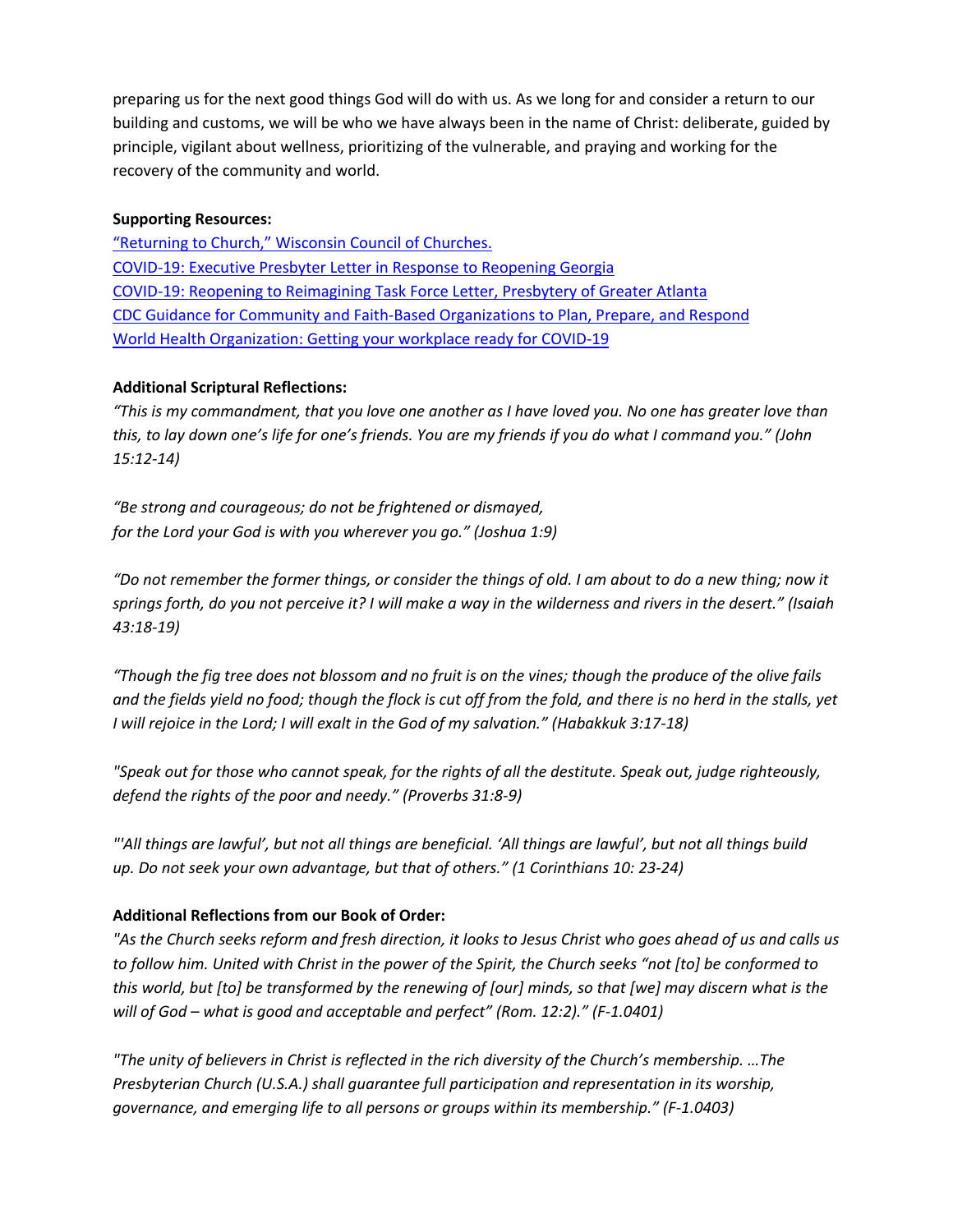preparing us for the next good things God will do with us. As we long for and consider a return to our building and customs, we will be who we have always been in the name of Christ: deliberate, guided by principle, vigilant about wellness, prioritizing of the vulnerable, and praying and working for the recovery of the community and world.

**Supporting Resources:**

"Returning to Church," Wisconsin Council of Churches.
COVID-19: Executive Presbyter Letter in Response to Reopening Georgia
COVID-19: Reopening to Reimagining Task Force Letter, Presbytery of Greater Atlanta
CDC Guidance for Community and Faith-Based Organizations to Plan, Prepare, and Respond
World Health Organization: Getting your workplace ready for COVID-19

**Additional Scriptural Reflections:**

*"This is my commandment, that you love one another as I have loved you. No one has greater love than this, to lay down one's life for one's friends. You are my friends if you do what I command you." (John 15:12-14)*

*"Be strong and courageous; do not be frightened or dismayed,*
*for the Lord your God is with you wherever you go." (Joshua 1:9)*

*"Do not remember the former things, or consider the things of old. I am about to do a new thing; now it springs forth, do you not perceive it? I will make a way in the wilderness and rivers in the desert." (Isaiah 43:18-19)*

*"Though the fig tree does not blossom and no fruit is on the vines; though the produce of the olive fails and the fields yield no food; though the flock is cut off from the fold, and there is no herd in the stalls, yet I will rejoice in the Lord; I will exalt in the God of my salvation." (Habakkuk 3:17-18)*

*"Speak out for those who cannot speak, for the rights of all the destitute. Speak out, judge righteously, defend the rights of the poor and needy." (Proverbs 31:8-9)*

*"'All things are lawful', but not all things are beneficial. 'All things are lawful', but not all things build up. Do not seek your own advantage, but that of others." (1 Corinthians 10: 23-24)*

**Additional Reflections from our Book of Order:**

*"As the Church seeks reform and fresh direction, it looks to Jesus Christ who goes ahead of us and calls us to follow him. United with Christ in the power of the Spirit, the Church seeks "not [to] be conformed to this world, but [to] be transformed by the renewing of [our] minds, so that [we] may discern what is the will of God – what is good and acceptable and perfect" (Rom. 12:2)." (F-1.0401)*

*"The unity of believers in Christ is reflected in the rich diversity of the Church's membership. …The Presbyterian Church (U.S.A.) shall guarantee full participation and representation in its worship, governance, and emerging life to all persons or groups within its membership." (F-1.0403)*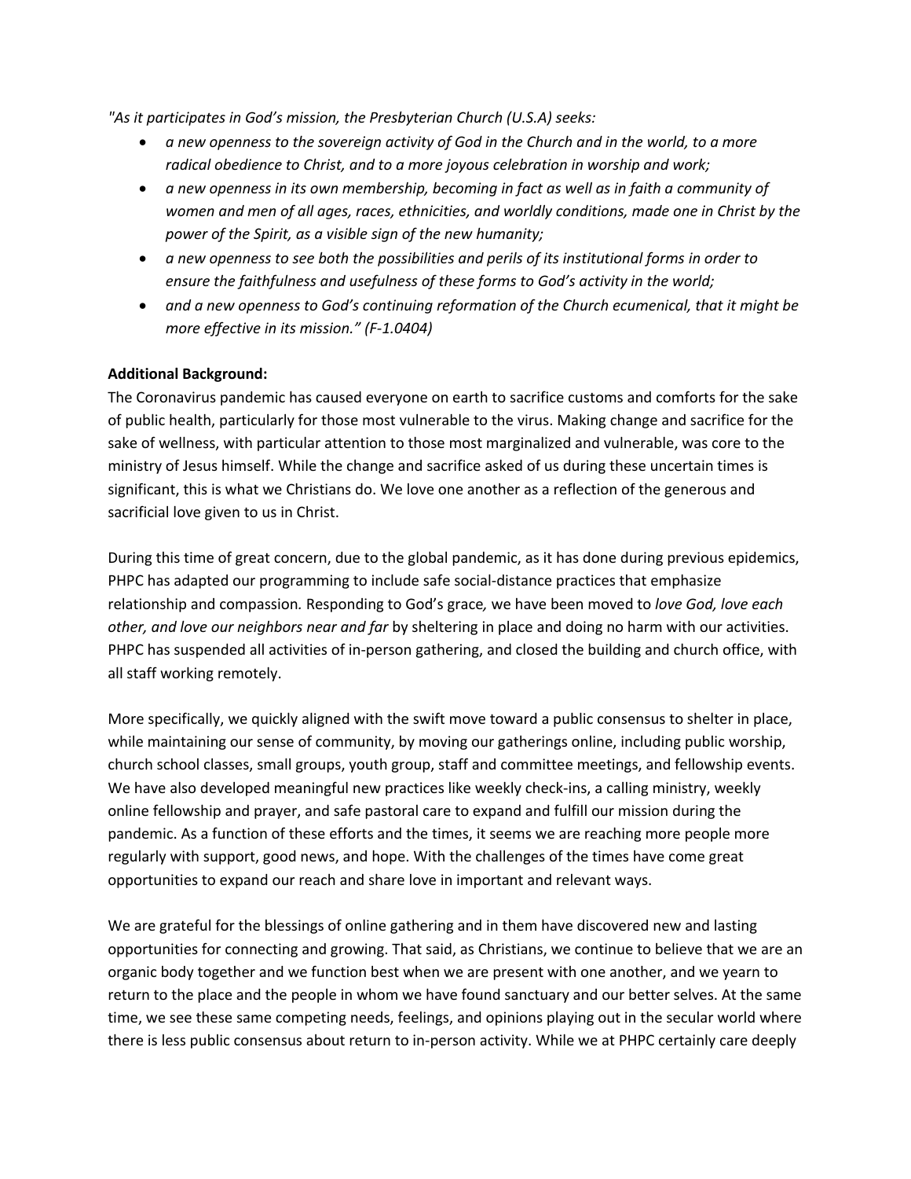*"As it participates in God's mission, the Presbyterian Church (U.S.A) seeks:*

- *a new openness to the sovereign activity of God in the Church and in the world, to a more radical obedience to Christ, and to a more joyous celebration in worship and work;*
- *a new openness in its own membership, becoming in fact as well as in faith a community of women and men of all ages, races, ethnicities, and worldly conditions, made one in Christ by the power of the Spirit, as a visible sign of the new humanity;*
- *a new openness to see both the possibilities and perils of its institutional forms in order to ensure the faithfulness and usefulness of these forms to God's activity in the world;*
- *and a new openness to God's continuing reformation of the Church ecumenical, that it might be more effective in its mission." (F-1.0404)*

**Additional Background:**

The Coronavirus pandemic has caused everyone on earth to sacrifice customs and comforts for the sake of public health, particularly for those most vulnerable to the virus. Making change and sacrifice for the sake of wellness, with particular attention to those most marginalized and vulnerable, was core to the ministry of Jesus himself. While the change and sacrifice asked of us during these uncertain times is significant, this is what we Christians do. We love one another as a reflection of the generous and sacrificial love given to us in Christ.

During this time of great concern, due to the global pandemic, as it has done during previous epidemics, PHPC has adapted our programming to include safe social-distance practices that emphasize relationship and compassion*.* Responding to God's grace*,* we have been moved to *love God, love each other, and love our neighbors near and far* by sheltering in place and doing no harm with our activities. PHPC has suspended all activities of in-person gathering, and closed the building and church office, with all staff working remotely.

More specifically, we quickly aligned with the swift move toward a public consensus to shelter in place, while maintaining our sense of community, by moving our gatherings online, including public worship, church school classes, small groups, youth group, staff and committee meetings, and fellowship events. We have also developed meaningful new practices like weekly check-ins, a calling ministry, weekly online fellowship and prayer, and safe pastoral care to expand and fulfill our mission during the pandemic. As a function of these efforts and the times, it seems we are reaching more people more regularly with support, good news, and hope. With the challenges of the times have come great opportunities to expand our reach and share love in important and relevant ways.

We are grateful for the blessings of online gathering and in them have discovered new and lasting opportunities for connecting and growing. That said, as Christians, we continue to believe that we are an organic body together and we function best when we are present with one another, and we yearn to return to the place and the people in whom we have found sanctuary and our better selves. At the same time, we see these same competing needs, feelings, and opinions playing out in the secular world where there is less public consensus about return to in-person activity. While we at PHPC certainly care deeply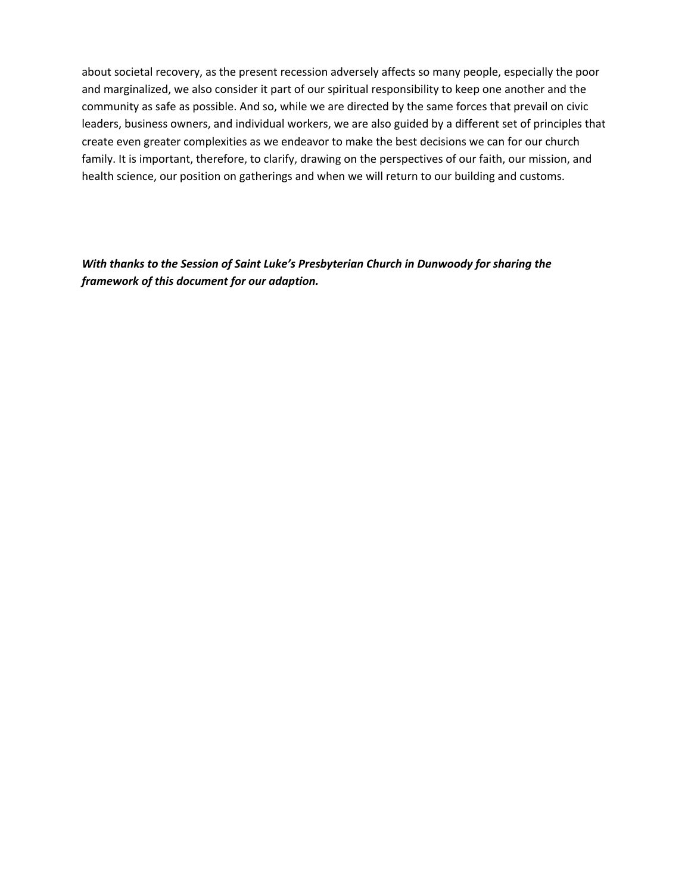about societal recovery, as the present recession adversely affects so many people, especially the poor and marginalized, we also consider it part of our spiritual responsibility to keep one another and the community as safe as possible. And so, while we are directed by the same forces that prevail on civic leaders, business owners, and individual workers, we are also guided by a different set of principles that create even greater complexities as we endeavor to make the best decisions we can for our church family. It is important, therefore, to clarify, drawing on the perspectives of our faith, our mission, and health science, our position on gatherings and when we will return to our building and customs.

***With thanks to the Session of Saint Luke's Presbyterian Church in Dunwoody for sharing the framework of this document for our adaption.***